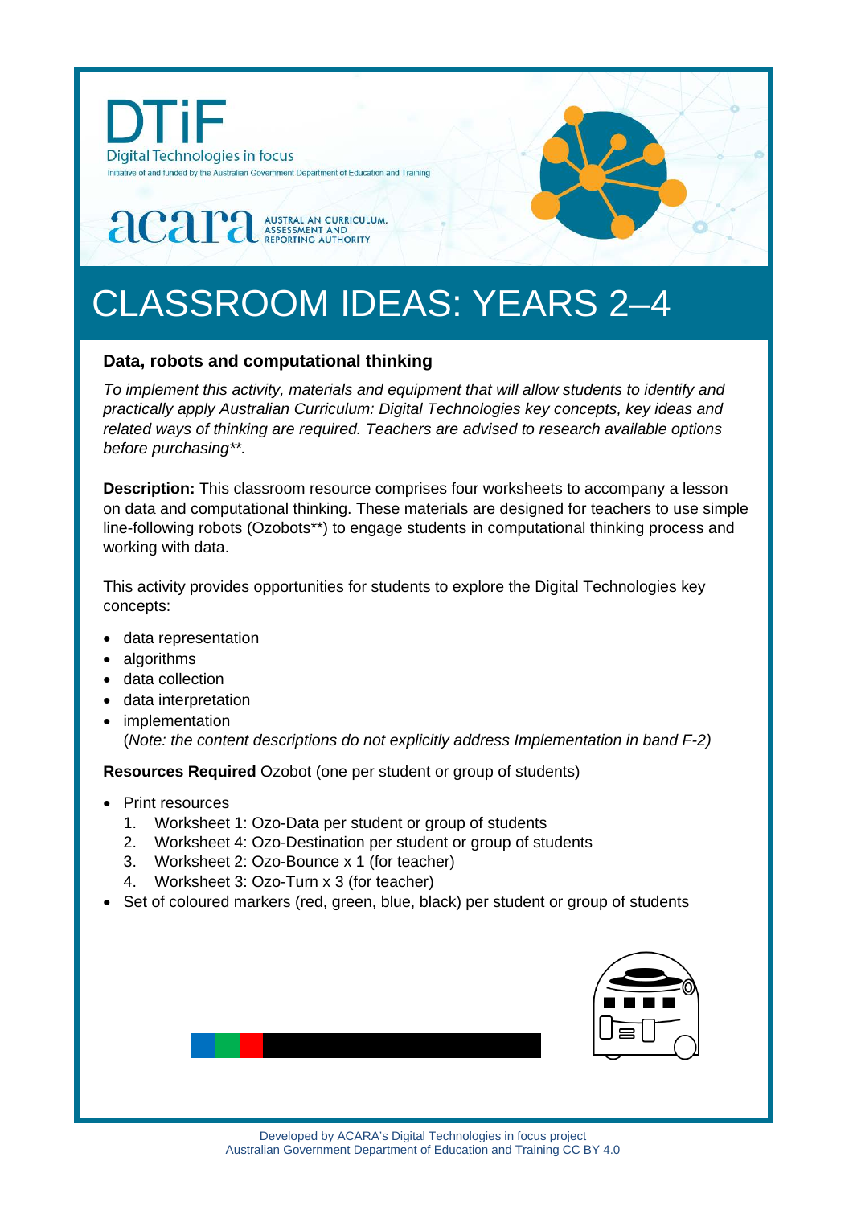DTiF

Digital Technologies in focus

Initiative of and funded by the Australian Government Department of Education and Training

acara AUSTRALIAN CURRICULUM, ASSESSMENT AND REPORTING AUTHORITY

# CLASSROOM IDEAS: YEARS 2–4

## Data, robots and computational thinking

*To implement this activity, materials and equipment that will allow students to identify and practically apply Australian Curriculum: Digital Technologies key concepts, key ideas and related ways of thinking are required. Teachers are advised to research available options before purchasing**.*

**Description:** This classroom resource comprises four worksheets to accompany a lesson on data and computational thinking. These materials are designed for teachers to use simple line-following robots (Ozobots**) to engage students in computational thinking process and working with data.

This activity provides opportunities for students to explore the Digital Technologies key concepts:

- data representation
- algorithms
- data collection
- data interpretation
- implementation
  (*Note: the content descriptions do not explicitly address Implementation in band F-2)*

**Resources Required** Ozobot (one per student or group of students)

- Print resources
  1. Worksheet 1: Ozo-Data per student or group of students
  2. Worksheet 4: Ozo-Destination per student or group of students
  3. Worksheet 2: Ozo-Bounce x 1 (for teacher)
  4. Worksheet 3: Ozo-Turn x 3 (for teacher)
- Set of coloured markers (red, green, blue, black) per student or group of students

Developed by ACARA's Digital Technologies in focus project
Australian Government Department of Education and Training CC BY 4.0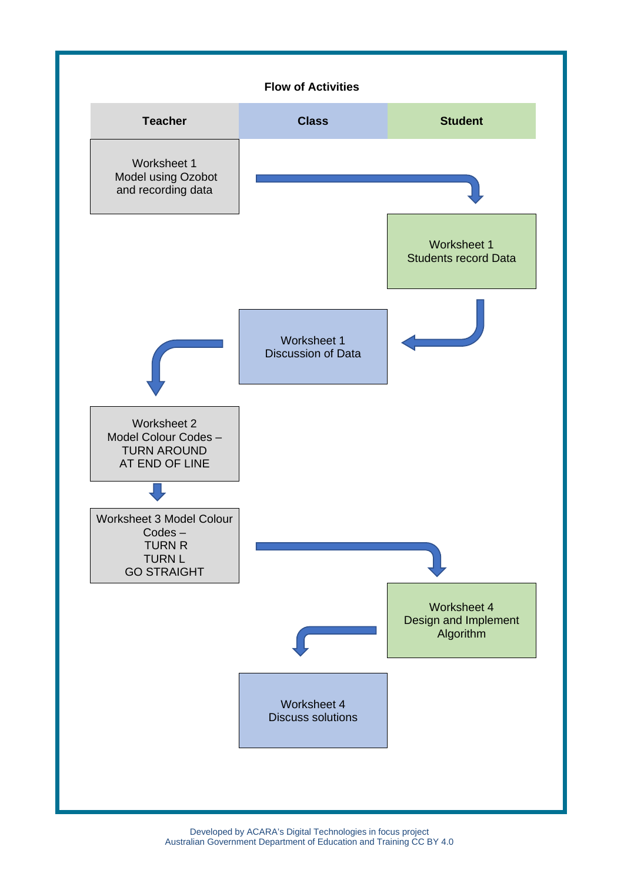**Flow of Activities**

| Teacher | Class | Student |
| --- | --- | --- |
| Worksheet 1<br>Model using Ozobot and recording data | | |
| | | Worksheet 1<br>Students record Data |
| | Worksheet 1<br>Discussion of Data | |
| Worksheet 2<br>Model Colour Codes – TURN AROUND AT END OF LINE | | |
| Worksheet 3 Model Colour Codes –<br>TURN R<br>TURN L<br>GO STRAIGHT | | |
| | | Worksheet 4<br>Design and Implement Algorithm |
| | Worksheet 4<br>Discuss solutions | |

Developed by ACARA's Digital Technologies in focus project
Australian Government Department of Education and Training CC BY 4.0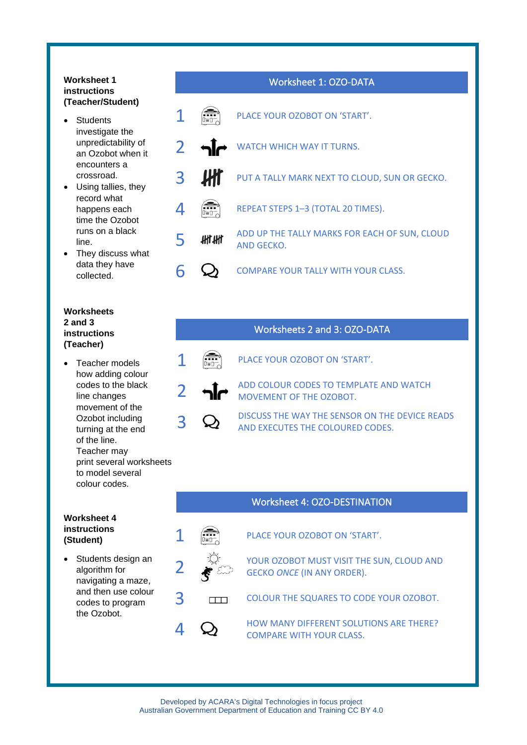**Worksheet 1 instructions (Teacher/Student)**

- Students investigate the unpredictability of an Ozobot when it encounters a crossroad.
- Using tallies, they record what happens each time the Ozobot runs on a black line.
- They discuss what data they have collected.

## Worksheet 1: OZO-DATA

1. PLACE YOUR OZOBOT ON 'START'.
2. WATCH WHICH WAY IT TURNS.
3. PUT A TALLY MARK NEXT TO CLOUD, SUN OR GECKO.
4. REPEAT STEPS 1–3 (TOTAL 20 TIMES).
5. ADD UP THE TALLY MARKS FOR EACH OF SUN, CLOUD AND GECKO.
6. COMPARE YOUR TALLY WITH YOUR CLASS.

**Worksheets 2 and 3 instructions (Teacher)**

- Teacher models how adding colour codes to the black line changes movement of the Ozobot including turning at the end of the line. Teacher may print several worksheets to model several colour codes.

## Worksheets 2 and 3: OZO-DATA

1. PLACE YOUR OZOBOT ON 'START'.
2. ADD COLOUR CODES TO TEMPLATE AND WATCH MOVEMENT OF THE OZOBOT.
3. DISCUSS THE WAY THE SENSOR ON THE DEVICE READS AND EXECUTES THE COLOURED CODES.

**Worksheet 4 instructions (Student)**

- Students design an algorithm for navigating a maze, and then use colour codes to program the Ozobot.

## Worksheet 4: OZO-DESTINATION

1. PLACE YOUR OZOBOT ON 'START'.
2. YOUR OZOBOT MUST VISIT THE SUN, CLOUD AND GECKO *ONCE* (IN ANY ORDER).
3. COLOUR THE SQUARES TO CODE YOUR OZOBOT.
4. HOW MANY DIFFERENT SOLUTIONS ARE THERE? COMPARE WITH YOUR CLASS.

Developed by ACARA's Digital Technologies in focus project
Australian Government Department of Education and Training CC BY 4.0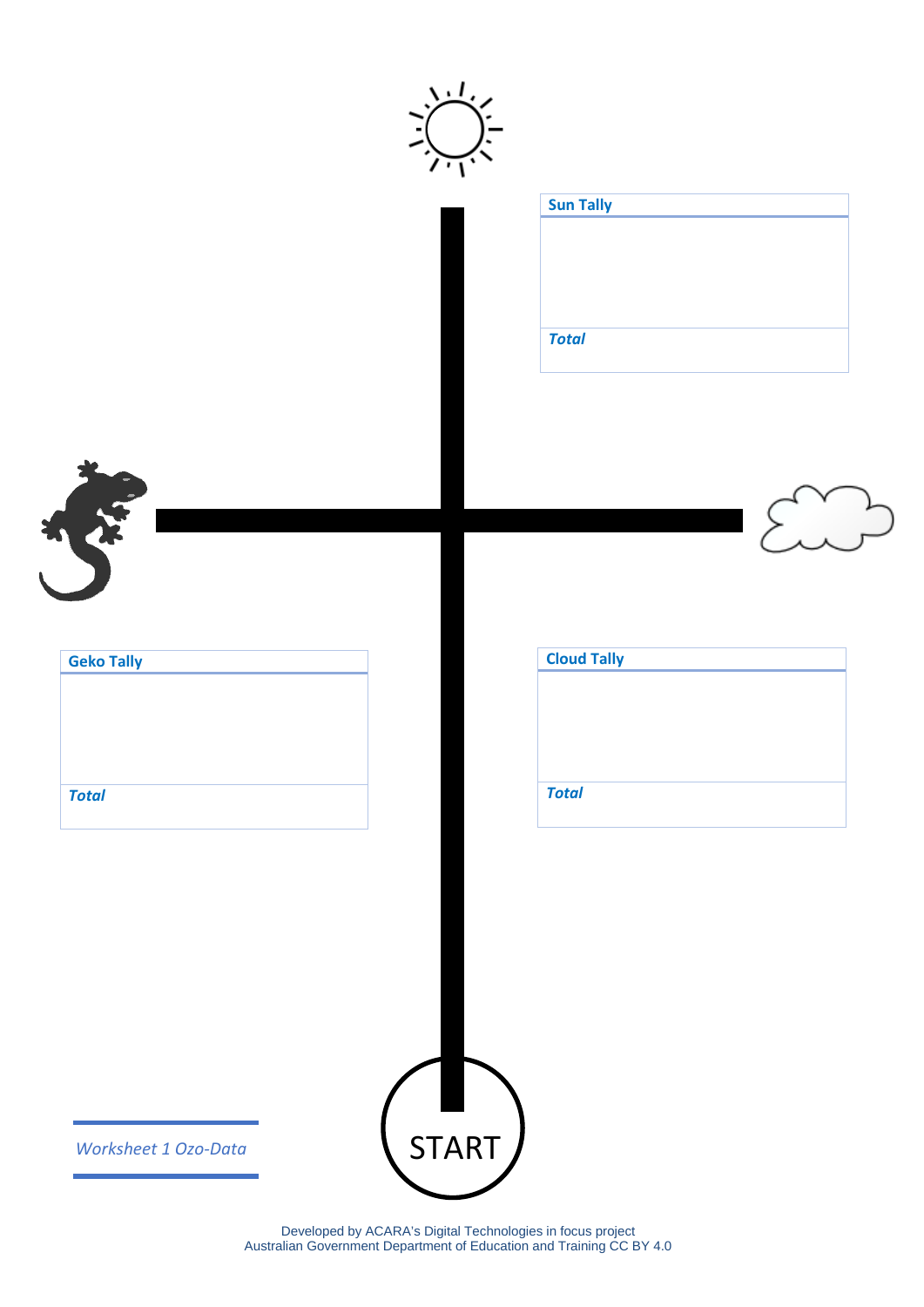| Sun Tally |
| --- |
| |
| ***Total*** |

| Geko Tally |
| --- |
| |
| ***Total*** |

| Cloud Tally |
| --- |
| |
| ***Total*** |

START

*Worksheet 1 Ozo-Data*

Developed by ACARA's Digital Technologies in focus project
Australian Government Department of Education and Training CC BY 4.0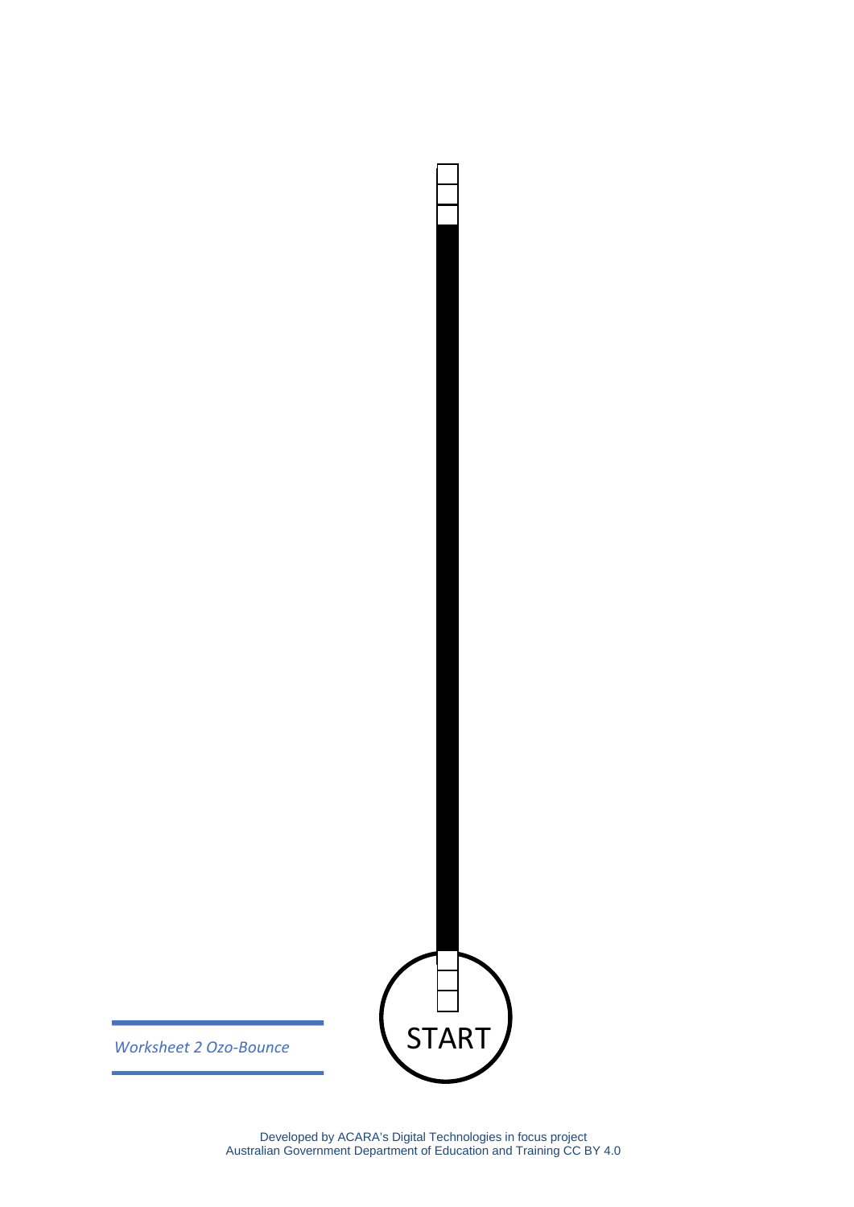START

*Worksheet 2 Ozo-Bounce*

Developed by ACARA's Digital Technologies in focus project
Australian Government Department of Education and Training CC BY 4.0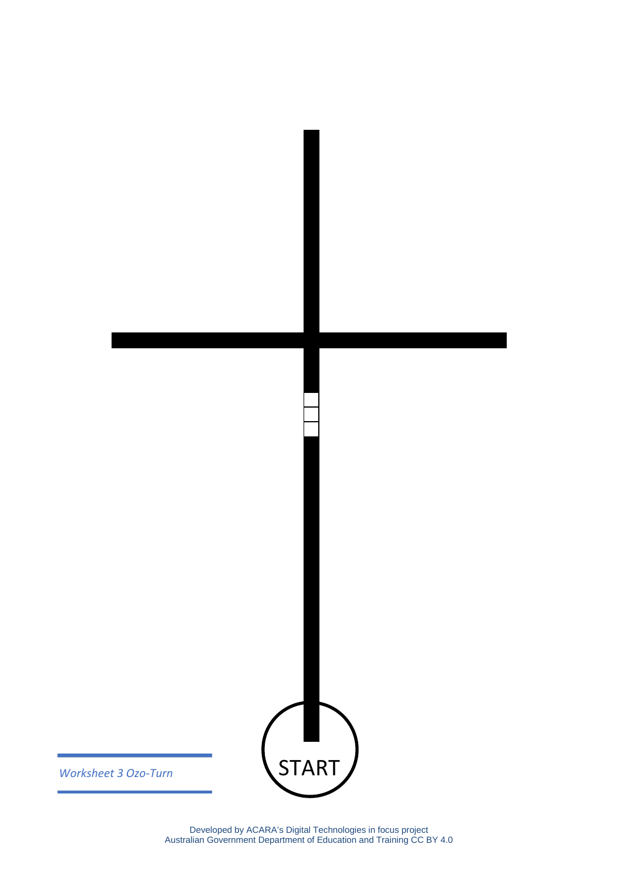START

*Worksheet 3 Ozo-Turn*

Developed by ACARA's Digital Technologies in focus project
Australian Government Department of Education and Training CC BY 4.0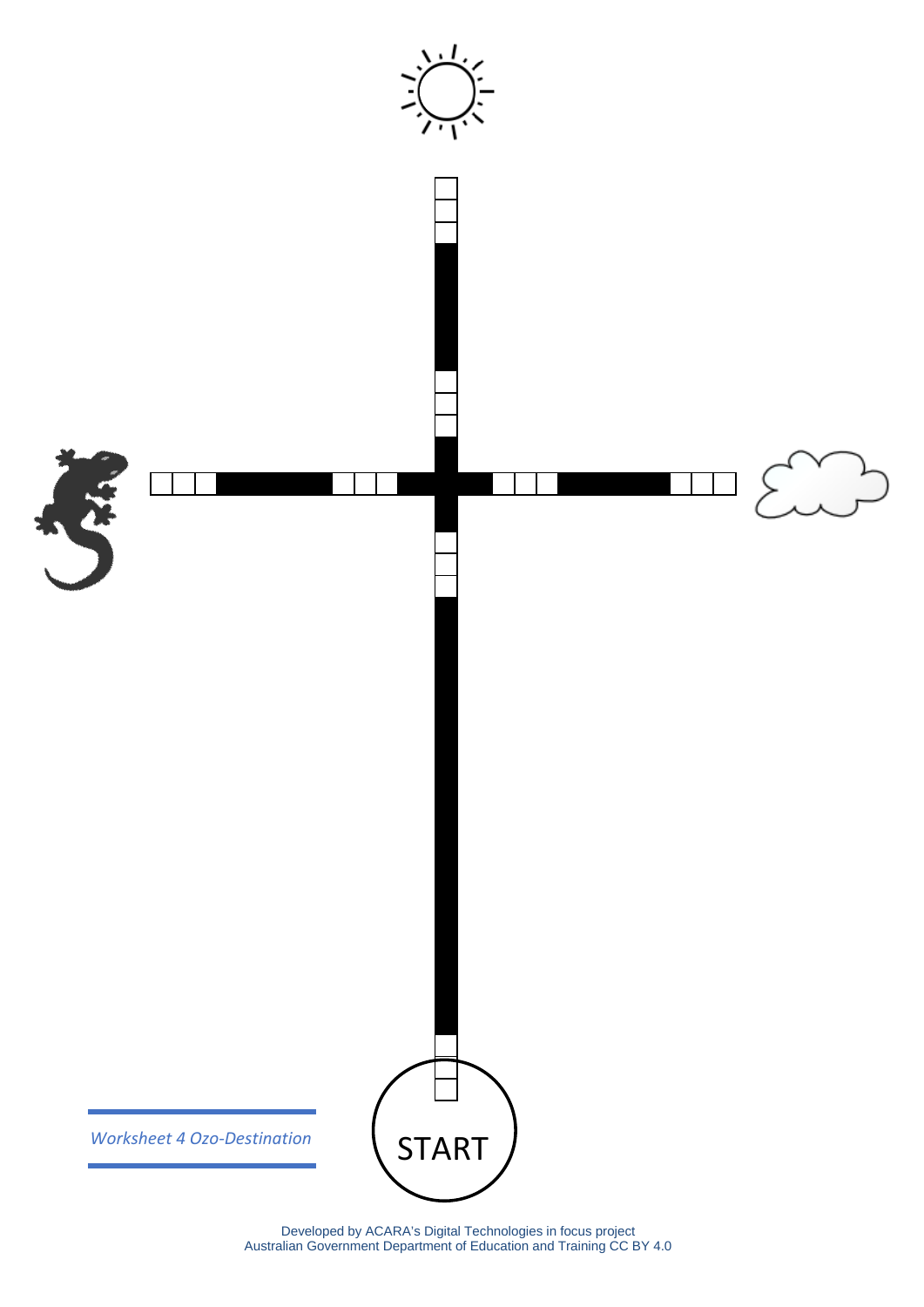START

*Worksheet 4 Ozo-Destination*

Developed by ACARA's Digital Technologies in focus project
Australian Government Department of Education and Training CC BY 4.0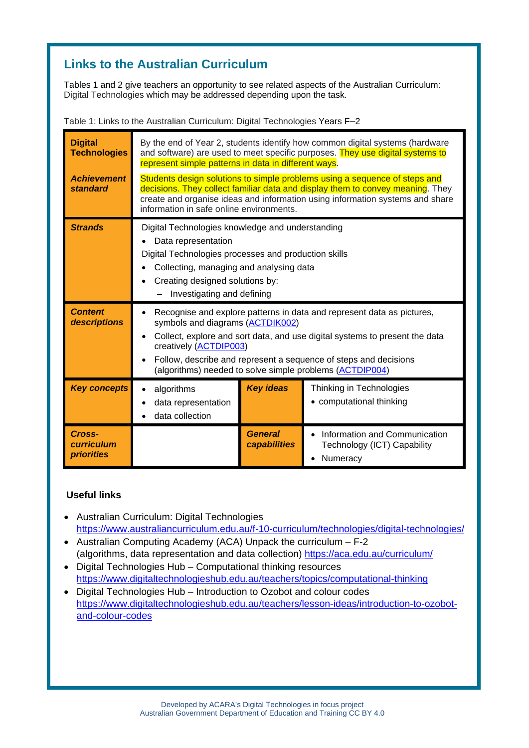## Links to the Australian Curriculum

Tables 1 and 2 give teachers an opportunity to see related aspects of the Australian Curriculum: Digital Technologies which may be addressed depending upon the task.

Table 1: Links to the Australian Curriculum: Digital Technologies Years F–2

| | | | |
|---|---|---|---|
| **Digital Technologies** ***Achievement standard*** | By the end of Year 2, students identify how common digital systems (hardware and software) are used to meet specific purposes. They use digital systems to represent simple patterns in data in different ways. Students design solutions to simple problems using a sequence of steps and decisions. They collect familiar data and display them to convey meaning. They create and organise ideas and information using information systems and share information in safe online environments. | | |
| ***Strands*** | Digital Technologies knowledge and understanding<br>• Data representation<br>Digital Technologies processes and production skills<br>• Collecting, managing and analysing data<br>• Creating designed solutions by:<br>– Investigating and defining | | |
| ***Content descriptions*** | • Recognise and explore patterns in data and represent data as pictures, symbols and diagrams (ACTDIK002)<br>• Collect, explore and sort data, and use digital systems to present the data creatively (ACTDIP003)<br>• Follow, describe and represent a sequence of steps and decisions (algorithms) needed to solve simple problems (ACTDIP004) | | |
| ***Key concepts*** | • algorithms<br>• data representation<br>• data collection | ***Key ideas*** | Thinking in Technologies<br>• computational thinking |
| ***Cross-curriculum priorities*** | | ***General capabilities*** | • Information and Communication Technology (ICT) Capability<br>• Numeracy |

### Useful links

- Australian Curriculum: Digital Technologies https://www.australiancurriculum.edu.au/f-10-curriculum/technologies/digital-technologies/
- Australian Computing Academy (ACA) Unpack the curriculum – F-2 (algorithms, data representation and data collection) https://aca.edu.au/curriculum/
- Digital Technologies Hub – Computational thinking resources https://www.digitaltechnologieshub.edu.au/teachers/topics/computational-thinking
- Digital Technologies Hub – Introduction to Ozobot and colour codes https://www.digitaltechnologieshub.edu.au/teachers/lesson-ideas/introduction-to-ozobot-and-colour-codes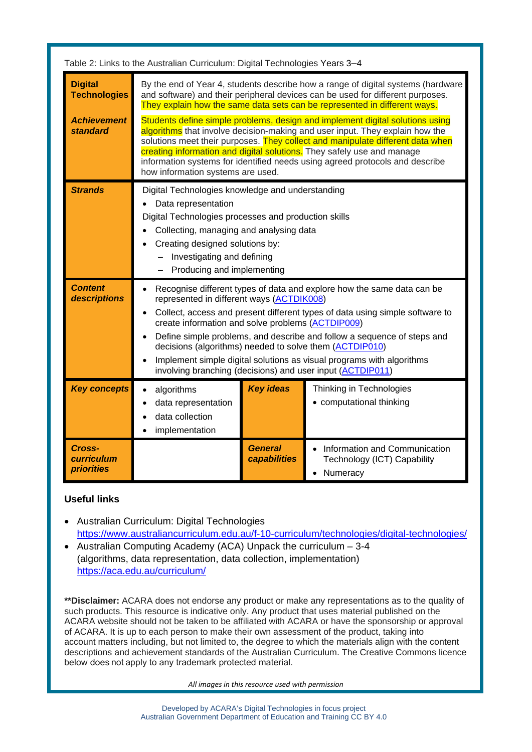Table 2: Links to the Australian Curriculum: Digital Technologies Years 3–4

| | | | |
|---|---|---|---|
| **Digital Technologies** ***Achievement standard*** | By the end of Year 4, students describe how a range of digital systems (hardware and software) and their peripheral devices can be used for different purposes. They explain how the same data sets can be represented in different ways. Students define simple problems, design and implement digital solutions using algorithms that involve decision-making and user input. They explain how the solutions meet their purposes. They collect and manipulate different data when creating information and digital solutions. They safely use and manage information systems for identified needs using agreed protocols and describe how information systems are used. | | |
| ***Strands*** | Digital Technologies knowledge and understanding<br>• Data representation<br>Digital Technologies processes and production skills<br>• Collecting, managing and analysing data<br>• Creating designed solutions by:<br>– Investigating and defining<br>– Producing and implementing | | |
| ***Content descriptions*** | • Recognise different types of data and explore how the same data can be represented in different ways (ACTDIK008)<br>• Collect, access and present different types of data using simple software to create information and solve problems (ACTDIP009)<br>• Define simple problems, and describe and follow a sequence of steps and decisions (algorithms) needed to solve them (ACTDIP010)<br>• Implement simple digital solutions as visual programs with algorithms involving branching (decisions) and user input (ACTDIP011) | | |
| ***Key concepts*** | • algorithms<br>• data representation<br>• data collection<br>• implementation | ***Key ideas*** | Thinking in Technologies<br>• computational thinking |
| ***Cross-curriculum priorities*** | | ***General capabilities*** | • Information and Communication Technology (ICT) Capability<br>• Numeracy |

**Useful links**

- Australian Curriculum: Digital Technologies
  https://www.australiancurriculum.edu.au/f-10-curriculum/technologies/digital-technologies/
- Australian Computing Academy (ACA) Unpack the curriculum – 3-4 (algorithms, data representation, data collection, implementation)
  https://aca.edu.au/curriculum/

****Disclaimer:** ACARA does not endorse any product or make any representations as to the quality of such products. This resource is indicative only. Any product that uses material published on the ACARA website should not be taken to be affiliated with ACARA or have the sponsorship or approval of ACARA. It is up to each person to make their own assessment of the product, taking into account matters including, but not limited to, the degree to which the materials align with the content descriptions and achievement standards of the Australian Curriculum. The Creative Commons licence below does not apply to any trademark protected material.

*All images in this resource used with permission*

Developed by ACARA's Digital Technologies in focus project
Australian Government Department of Education and Training CC BY 4.0